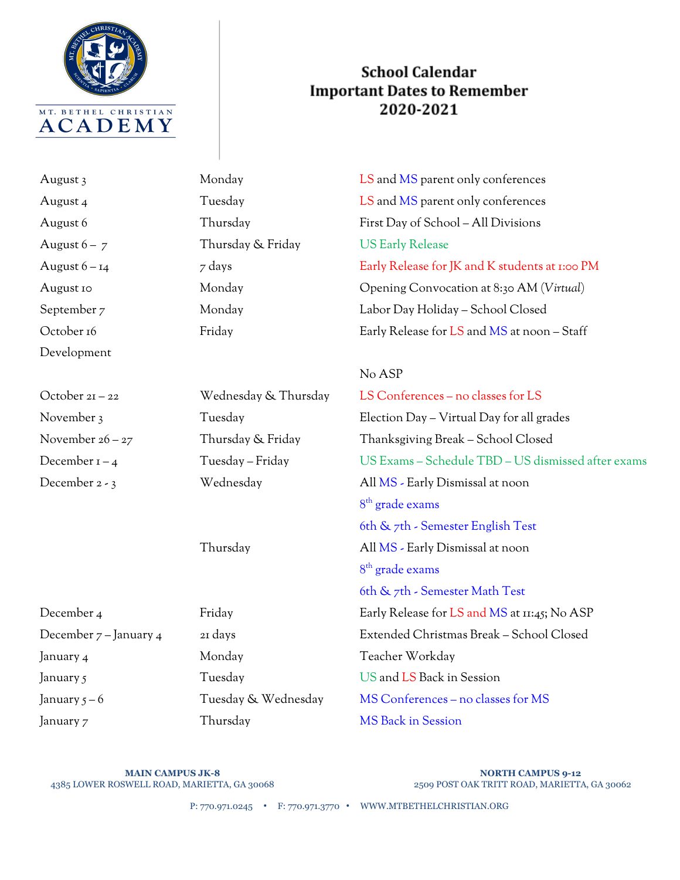MT. BETHEL CHRISTIAN ACADEMY

# School Calendar
# Important Dates to Remember
# 2020-2021

| Date | Day | Event |
|---|---|---|
| August 3 | Monday | LS and MS parent only conferences |
| August 4 | Tuesday | LS and MS parent only conferences |
| August 6 | Thursday | First Day of School – All Divisions |
| August 6 – 7 | Thursday & Friday | US Early Release |
| August 6 – 14 | 7 days | Early Release for JK and K students at 1:00 PM |
| August 10 | Monday | Opening Convocation at 8:30 AM (*Virtual*) |
| September 7 | Monday | Labor Day Holiday – School Closed |
| October 16 | Friday | Early Release for LS and MS at noon – Staff Development<br>No ASP |
| October 21 – 22 | Wednesday & Thursday | LS Conferences – no classes for LS |
| November 3 | Tuesday | Election Day – Virtual Day for all grades |
| November 26 – 27 | Thursday & Friday | Thanksgiving Break – School Closed |
| December 1 – 4 | Tuesday – Friday | US Exams – Schedule TBD – US dismissed after exams |
| December 2 - 3 | Wednesday | All MS - Early Dismissal at noon<br>8th grade exams<br>6th & 7th - Semester English Test |
| | Thursday | All MS - Early Dismissal at noon<br>8th grade exams<br>6th & 7th - Semester Math Test |
| December 4 | Friday | Early Release for LS and MS at 11:45; No ASP |
| December 7 – January 4 | 21 days | Extended Christmas Break – School Closed |
| January 4 | Monday | Teacher Workday |
| January 5 | Tuesday | US and LS Back in Session |
| January 5 – 6 | Tuesday & Wednesday | MS Conferences – no classes for MS |
| January 7 | Thursday | MS Back in Session |

**MAIN CAMPUS JK-8**
4385 LOWER ROSWELL ROAD, MARIETTA, GA 30068

**NORTH CAMPUS 9-12**
2509 POST OAK TRITT ROAD, MARIETTA, GA 30062

P: 770.971.0245 • F: 770.971.3770 • WWW.MTBETHELCHRISTIAN.ORG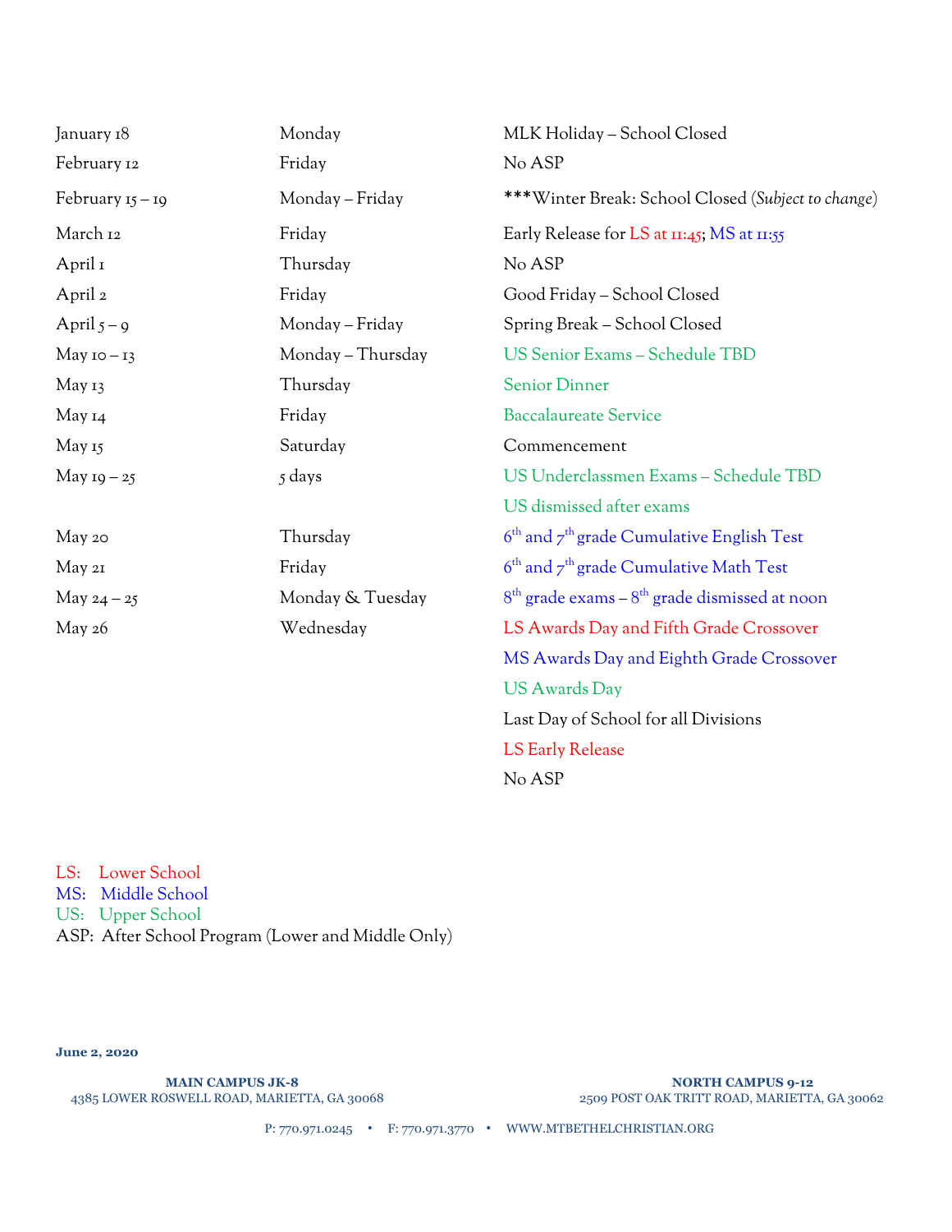| | | |
|---|---|---|
| January 18 | Monday | MLK Holiday – School Closed |
| February 12 | Friday | No ASP |
| February 15 – 19 | Monday – Friday | ***Winter Break: School Closed (*Subject to change*) |
| March 12 | Friday | Early Release for LS at 11:45; MS at 11:55 |
| April 1 | Thursday | No ASP |
| April 2 | Friday | Good Friday – School Closed |
| April 5 – 9 | Monday – Friday | Spring Break – School Closed |
| May 10 – 13 | Monday – Thursday | US Senior Exams – Schedule TBD |
| May 13 | Thursday | Senior Dinner |
| May 14 | Friday | Baccalaureate Service |
| May 15 | Saturday | Commencement |
| May 19 – 25 | 5 days | US Underclassmen Exams – Schedule TBD<br>US dismissed after exams |
| May 20 | Thursday | 6th and 7th grade Cumulative English Test |
| May 21 | Friday | 6th and 7th grade Cumulative Math Test |
| May 24 – 25 | Monday & Tuesday | 8th grade exams – 8th grade dismissed at noon |
| May 26 | Wednesday | LS Awards Day and Fifth Grade Crossover<br>MS Awards Day and Eighth Grade Crossover<br>US Awards Day<br>Last Day of School for all Divisions<br>LS Early Release<br>No ASP |

LS: Lower School
MS: Middle School
US: Upper School
ASP: After School Program (Lower and Middle Only)

**June 2, 2020**

**MAIN CAMPUS JK-8**
4385 LOWER ROSWELL ROAD, MARIETTA, GA 30068

**NORTH CAMPUS 9-12**
2509 POST OAK TRITT ROAD, MARIETTA, GA 30062

P: 770.971.0245 • F: 770.971.3770 • WWW.MTBETHELCHRISTIAN.ORG